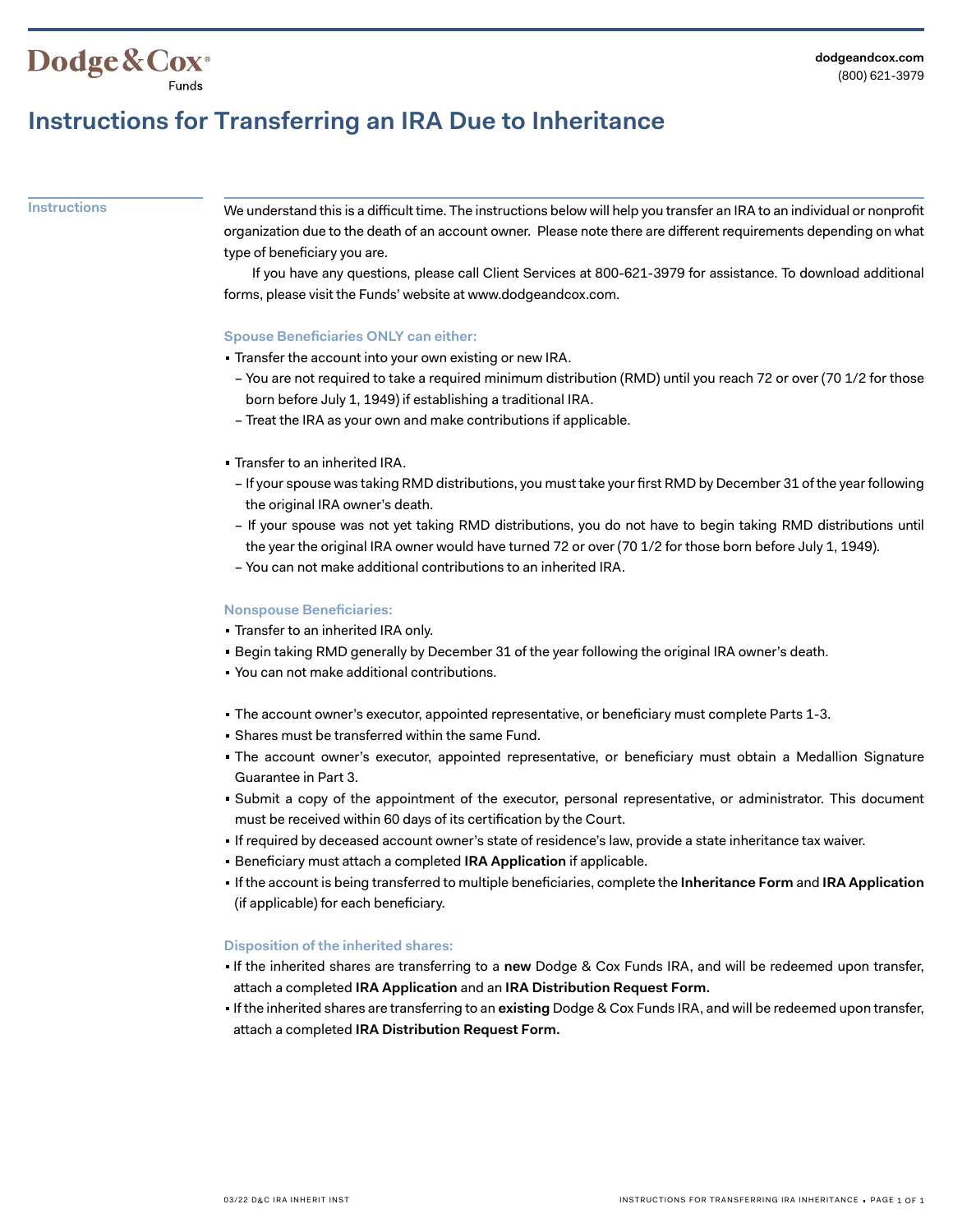Dodge & Cox Funds

dodgeandcox.com
(800) 621-3979

# Instructions for Transferring an IRA Due to Inheritance

## Instructions

We understand this is a difficult time. The instructions below will help you transfer an IRA to an individual or nonprofit organization due to the death of an account owner. Please note there are different requirements depending on what type of beneficiary you are.

If you have any questions, please call Client Services at 800-621-3979 for assistance. To download additional forms, please visit the Funds' website at www.dodgeandcox.com.

### Spouse Beneficiaries ONLY can either:

- Transfer the account into your own existing or new IRA.
  - You are not required to take a required minimum distribution (RMD) until you reach 72 or over (70 1/2 for those born before July 1, 1949) if establishing a traditional IRA.
  - Treat the IRA as your own and make contributions if applicable.

- Transfer to an inherited IRA.
  - If your spouse was taking RMD distributions, you must take your first RMD by December 31 of the year following the original IRA owner's death.
  - If your spouse was not yet taking RMD distributions, you do not have to begin taking RMD distributions until the year the original IRA owner would have turned 72 or over (70 1/2 for those born before July 1, 1949).
  - You can not make additional contributions to an inherited IRA.

### Nonspouse Beneficiaries:

- Transfer to an inherited IRA only.
- Begin taking RMD generally by December 31 of the year following the original IRA owner's death.
- You can not make additional contributions.

- The account owner's executor, appointed representative, or beneficiary must complete Parts 1-3.
- Shares must be transferred within the same Fund.
- The account owner's executor, appointed representative, or beneficiary must obtain a Medallion Signature Guarantee in Part 3.
- Submit a copy of the appointment of the executor, personal representative, or administrator. This document must be received within 60 days of its certification by the Court.
- If required by deceased account owner's state of residence's law, provide a state inheritance tax waiver.
- Beneficiary must attach a completed **IRA Application** if applicable.
- If the account is being transferred to multiple beneficiaries, complete the **Inheritance Form** and **IRA Application** (if applicable) for each beneficiary.

### Disposition of the inherited shares:

- If the inherited shares are transferring to a **new** Dodge & Cox Funds IRA, and will be redeemed upon transfer, attach a completed **IRA Application** and an **IRA Distribution Request Form.**
- If the inherited shares are transferring to an **existing** Dodge & Cox Funds IRA, and will be redeemed upon transfer, attach a completed **IRA Distribution Request Form.**

03/22 D&C IRA INHERIT INST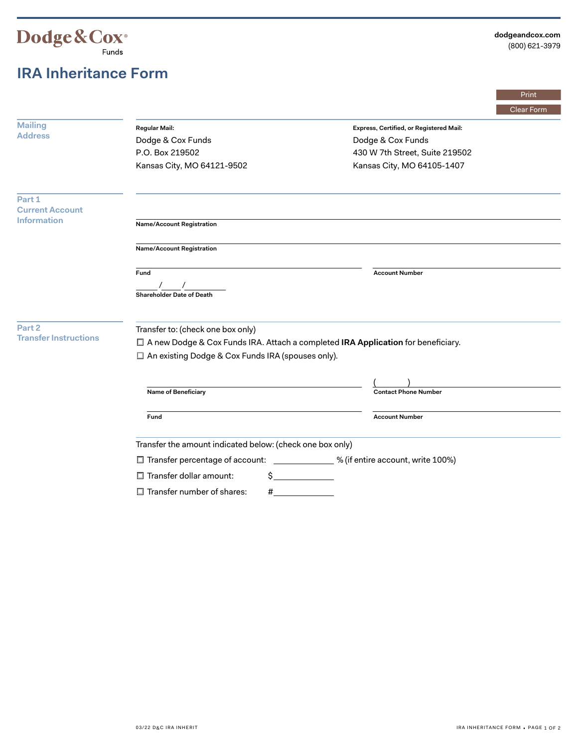Dodge & Cox® Funds

dodgeandcox.com
(800) 621-3979

# IRA Inheritance Form

## Mailing Address

**Regular Mail:**
Dodge & Cox Funds
P.O. Box 219502
Kansas City, MO 64121-9502

**Express, Certified, or Registered Mail:**
Dodge & Cox Funds
430 W 7th Street, Suite 219502
Kansas City, MO 64105-1407

## Part 1 Current Account Information

______________________________
**Name/Account Registration**

______________________________
**Name/Account Registration**

______________________________ ______________________________
**Fund** **Account Number**

_____/_____/__________
**Shareholder Date of Death**

## Part 2 Transfer Instructions

Transfer to: (check one box only)

☐ A new Dodge & Cox Funds IRA. Attach a completed **IRA Application** for beneficiary.

☐ An existing Dodge & Cox Funds IRA (spouses only).

______________________________ (     ) ______________________________
**Name of Beneficiary** **Contact Phone Number**

______________________________ ______________________________
**Fund** **Account Number**

Transfer the amount indicated below: (check one box only)

☐ Transfer percentage of account: __________ % (if entire account, write 100%)

☐ Transfer dollar amount: $__________

☐ Transfer number of shares: #__________

03/22 D&C IRA INHERIT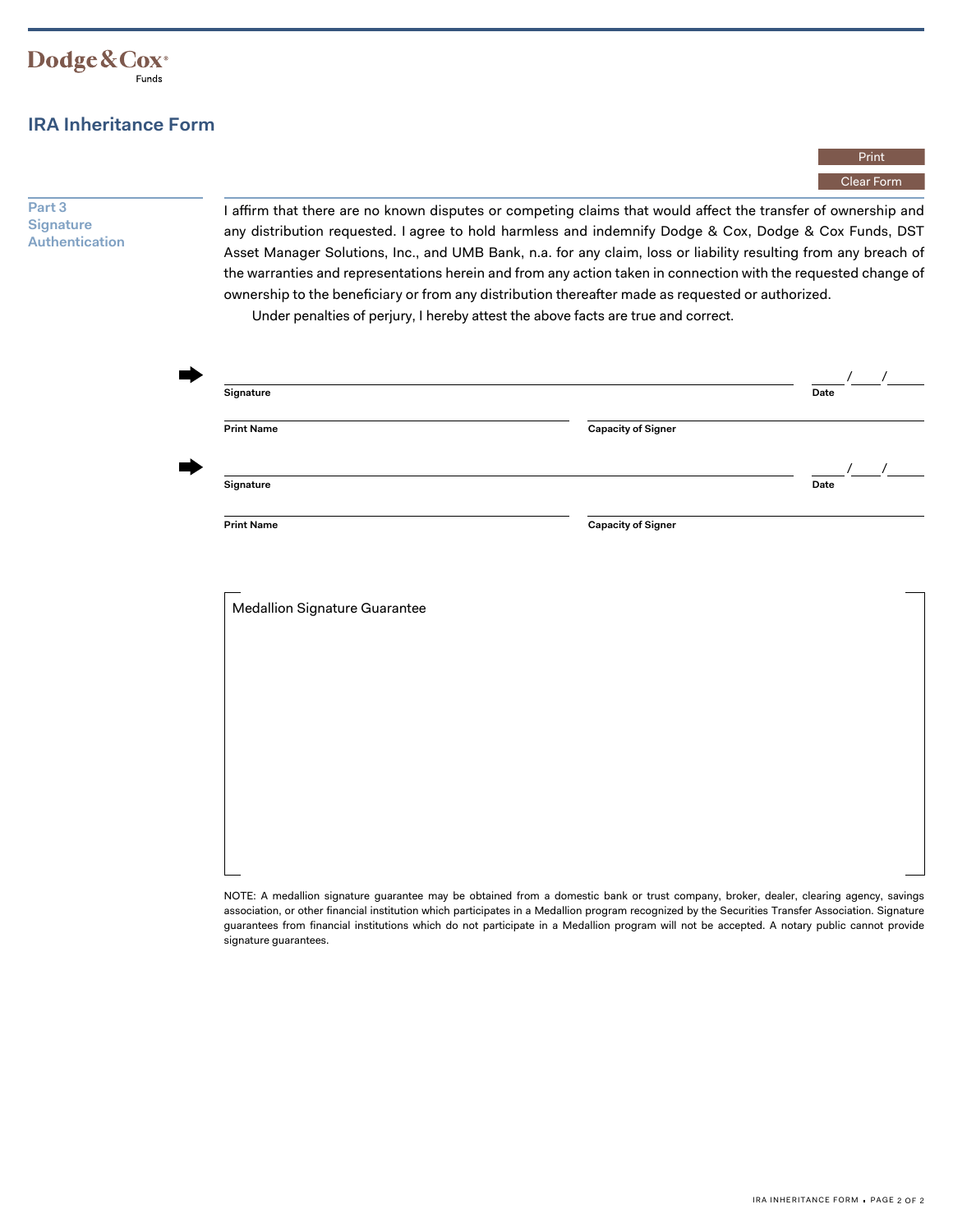Dodge & Cox Funds

# IRA Inheritance Form

## Part 3 Signature Authentication

I affirm that there are no known disputes or competing claims that would affect the transfer of ownership and any distribution requested. I agree to hold harmless and indemnify Dodge & Cox, Dodge & Cox Funds, DST Asset Manager Solutions, Inc., and UMB Bank, n.a. for any claim, loss or liability resulting from any breach of the warranties and representations herein and from any action taken in connection with the requested change of ownership to the beneficiary or from any distribution thereafter made as requested or authorized.

Under penalties of perjury, I hereby attest the above facts are true and correct.

**Signature** ____________________ **Date** ____/____/____

**Print Name** ____________________ **Capacity of Signer** ____________________

**Signature** ____________________ **Date** ____/____/____

**Print Name** ____________________ **Capacity of Signer** ____________________

Medallion Signature Guarantee

NOTE: A medallion signature guarantee may be obtained from a domestic bank or trust company, broker, dealer, clearing agency, savings association, or other financial institution which participates in a Medallion program recognized by the Securities Transfer Association. Signature guarantees from financial institutions which do not participate in a Medallion program will not be accepted. A notary public cannot provide signature guarantees.